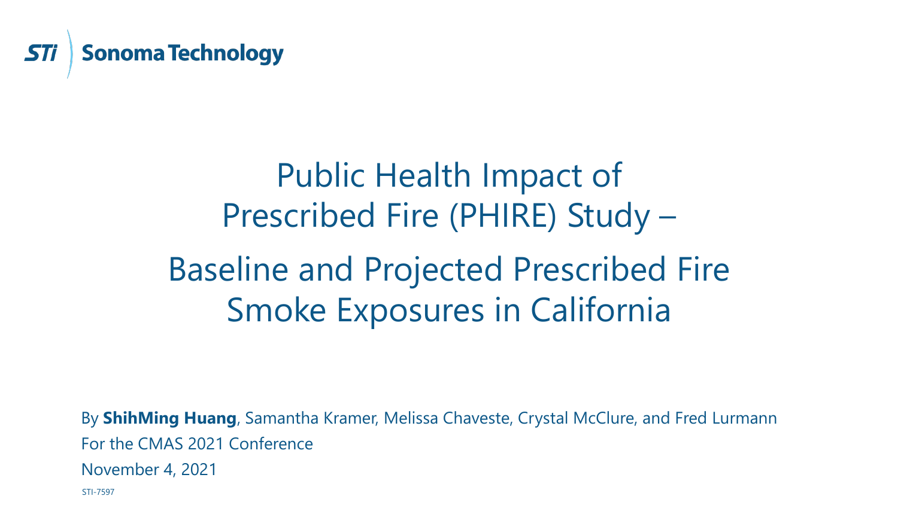STi Sonoma Technology

# Public Health Impact of Prescribed Fire (PHIRE) Study –

# Baseline and Projected Prescribed Fire Smoke Exposures in California

By **ShihMing Huang**, Samantha Kramer, Melissa Chaveste, Crystal McClure, and Fred Lurmann

For the CMAS 2021 Conference

November 4, 2021

STI-7597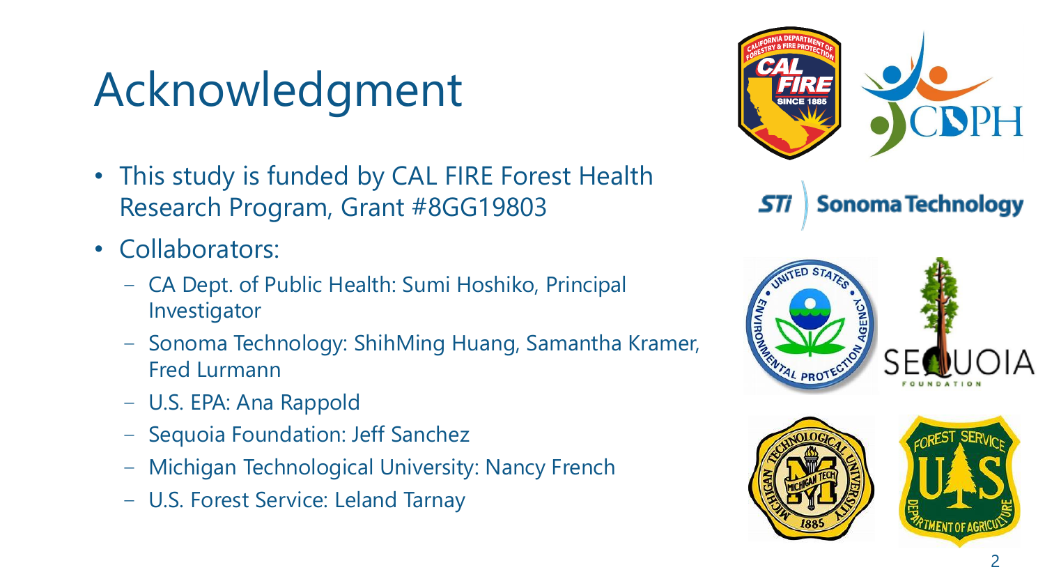# Acknowledgment

- This study is funded by CAL FIRE Forest Health Research Program, Grant #8GG19803
- Collaborators:
  - CA Dept. of Public Health: Sumi Hoshiko, Principal Investigator
  - Sonoma Technology: ShihMing Huang, Samantha Kramer, Fred Lurmann
  - U.S. EPA: Ana Rappold
  - Sequoia Foundation: Jeff Sanchez
  - Michigan Technological University: Nancy French
  - U.S. Forest Service: Leland Tarnay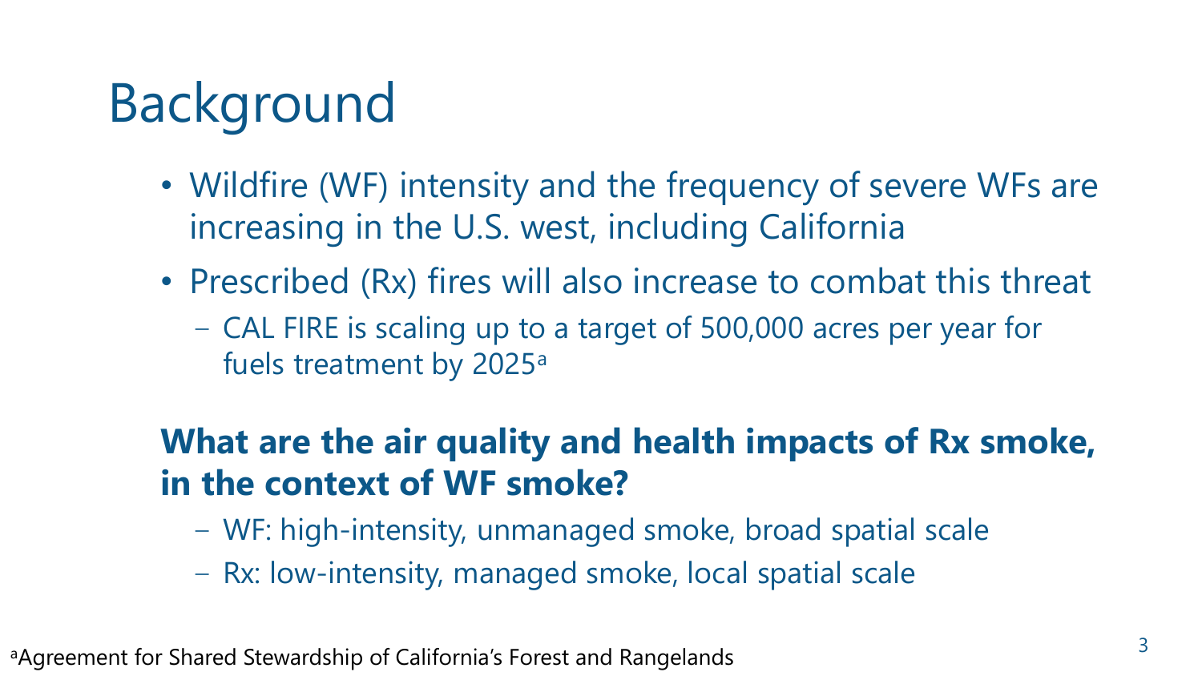# Background

- Wildfire (WF) intensity and the frequency of severe WFs are increasing in the U.S. west, including California
- Prescribed (Rx) fires will also increase to combat this threat
  - CAL FIRE is scaling up to a target of 500,000 acres per year for fuels treatment by 2025[a]

**What are the air quality and health impacts of Rx smoke, in the context of WF smoke?**

- WF: high-intensity, unmanaged smoke, broad spatial scale
- Rx: low-intensity, managed smoke, local spatial scale

[a]Agreement for Shared Stewardship of California's Forest and Rangelands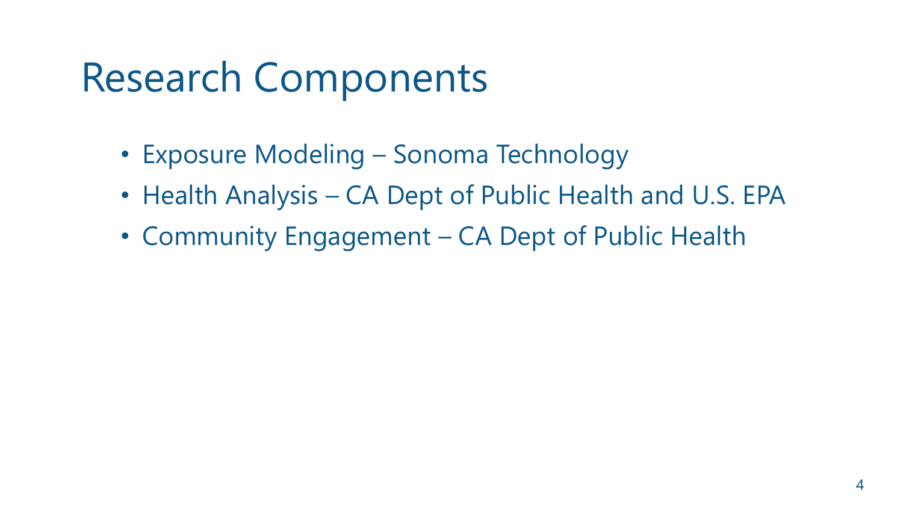# Research Components

- Exposure Modeling – Sonoma Technology
- Health Analysis – CA Dept of Public Health and U.S. EPA
- Community Engagement – CA Dept of Public Health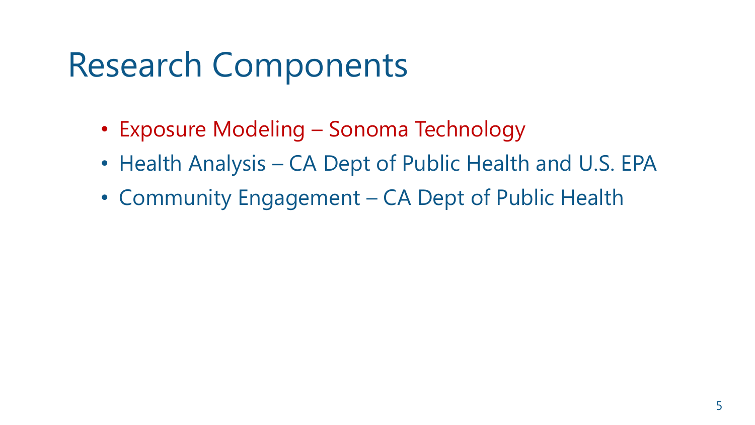# Research Components

- Exposure Modeling – Sonoma Technology
- Health Analysis – CA Dept of Public Health and U.S. EPA
- Community Engagement – CA Dept of Public Health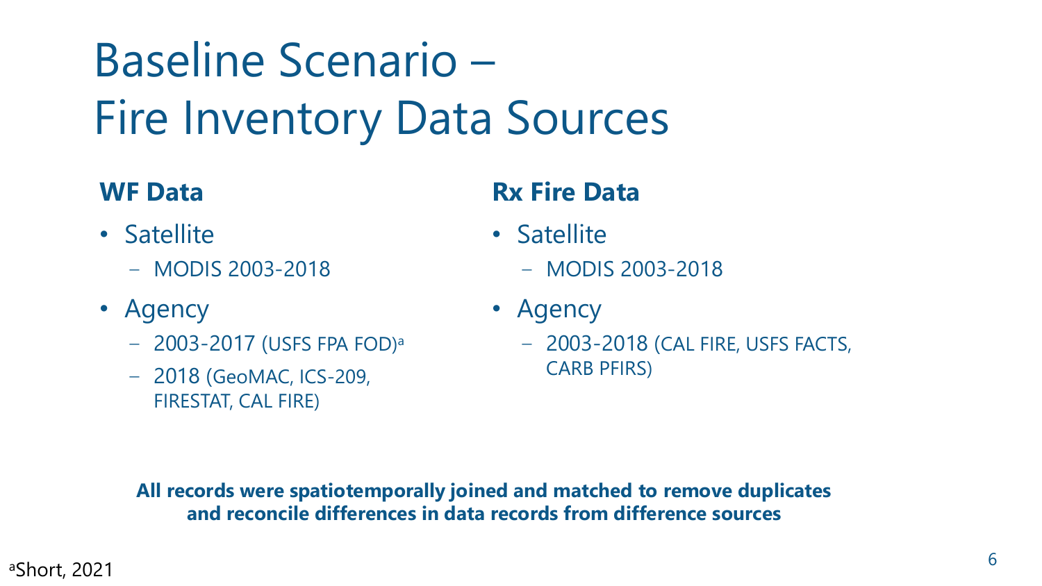# Baseline Scenario – Fire Inventory Data Sources

## WF Data

- Satellite
  - MODIS 2003-2018
- Agency
  - 2003-2017 (USFS FPA FOD)[a]
  - 2018 (GeoMAC, ICS-209, FIRESTAT, CAL FIRE)

## Rx Fire Data

- Satellite
  - MODIS 2003-2018
- Agency
  - 2003-2018 (CAL FIRE, USFS FACTS, CARB PFIRS)

**All records were spatiotemporally joined and matched to remove duplicates and reconcile differences in data records from difference sources**

[a]Short, 2021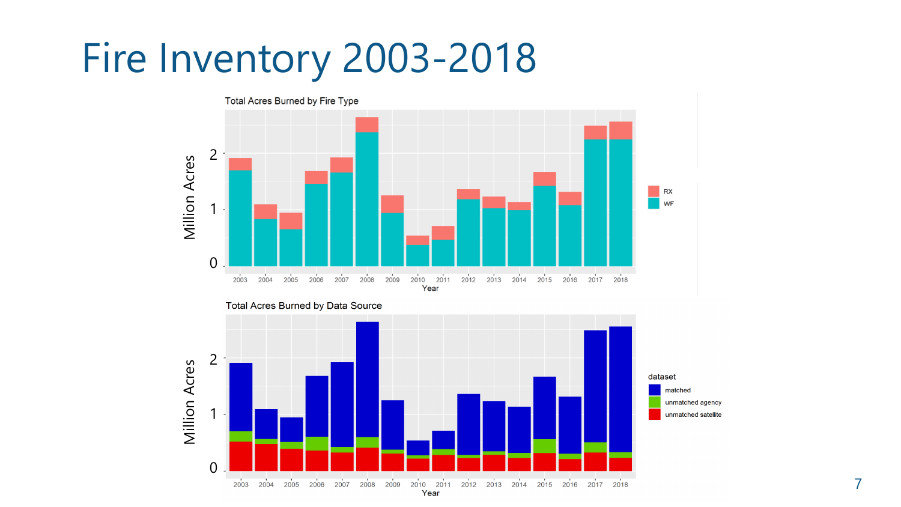# Fire Inventory 2003-2018

Total Acres Burned by Fire Type

Million Acres

0
1
2

2003 2004 2005 2006 2007 2008 2009 2010 2011 2012 2013 2014 2015 2016 2017 2018

Year

RX
WF

Total Acres Burned by Data Source

Million Acres

0
1
2

2003 2004 2005 2006 2007 2008 2009 2010 2011 2012 2013 2014 2015 2016 2017 2018

Year

dataset
matched
unmatched agency
unmatched satellite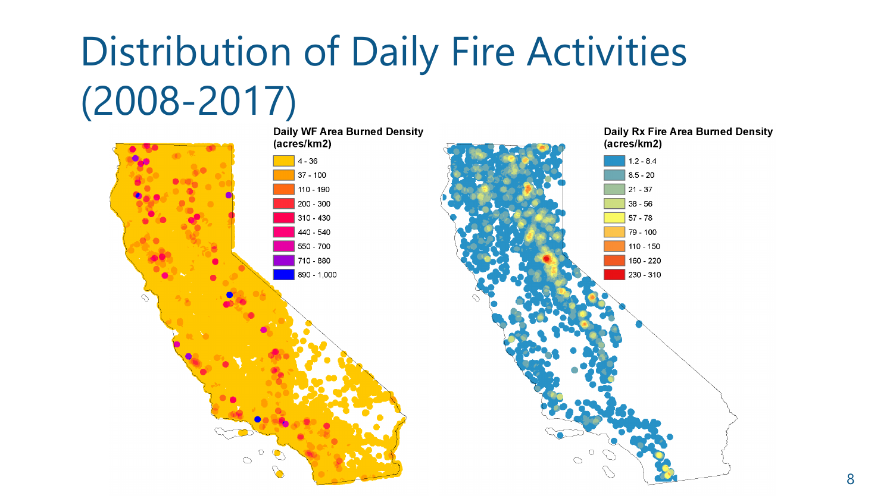# Distribution of Daily Fire Activities (2008-2017)

Daily WF Area Burned Density (acres/km2)

4 - 36
37 - 100
110 - 190
200 - 300
310 - 430
440 - 540
550 - 700
710 - 880
890 - 1,000

Daily Rx Fire Area Burned Density (acres/km2)

1.2 - 8.4
8.5 - 20
21 - 37
38 - 56
57 - 78
79 - 100
110 - 150
160 - 220
230 - 310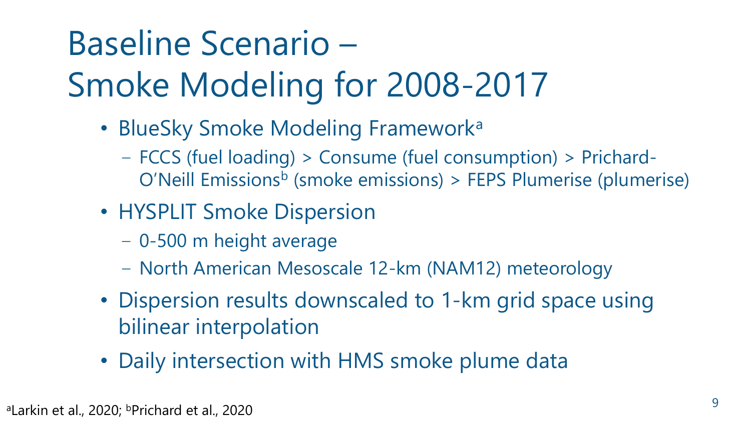# Baseline Scenario – Smoke Modeling for 2008-2017

- BlueSky Smoke Modeling Framework[a]
  - FCCS (fuel loading) > Consume (fuel consumption) > Prichard-O'Neill Emissions[b] (smoke emissions) > FEPS Plumerise (plumerise)
- HYSPLIT Smoke Dispersion
  - 0-500 m height average
  - North American Mesoscale 12-km (NAM12) meteorology
- Dispersion results downscaled to 1-km grid space using bilinear interpolation
- Daily intersection with HMS smoke plume data

[a]Larkin et al., 2020; [b]Prichard et al., 2020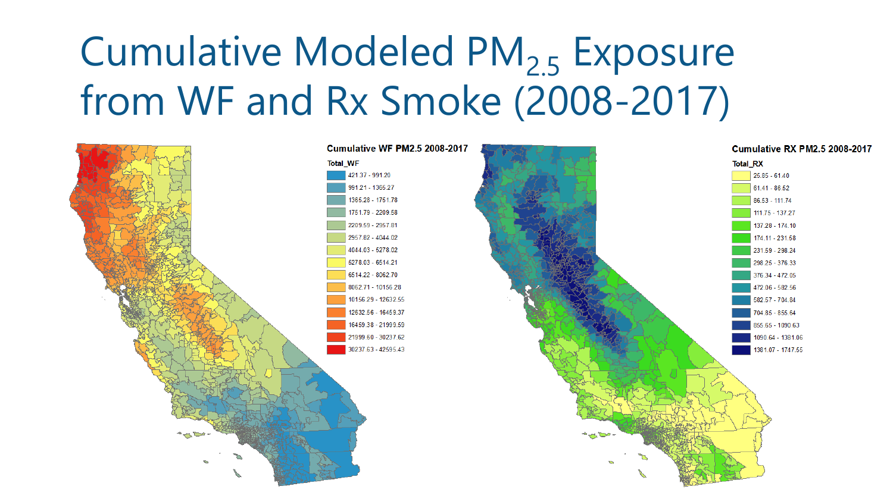# Cumulative Modeled $PM_{2.5}$ Exposure from WF and Rx Smoke (2008-2017)

**Cumulative WF PM2.5 2008-2017**

Total_WF

421.37 - 991.20
991.21 - 1365.27
1365.28 - 1751.78
1751.79 - 2209.58
2209.59 - 2957.81
2957.82 - 4044.02
4044.03 - 5278.02
5278.03 - 6514.21
6514.22 - 8062.70
8062.71 - 10156.28
10156.29 - 12632.55
12632.56 - 16459.37
16459.38 - 21999.59
21999.60 - 30237.62
30237.63 - 42595.43

**Cumulative RX PM2.5 2008-2017**

Total_RX

25.85 - 61.40
61.41 - 86.52
86.53 - 111.74
111.75 - 137.27
137.28 - 174.10
174.11 - 231.58
231.59 - 298.24
298.25 - 376.33
376.34 - 472.05
472.06 - 582.56
582.57 - 704.84
704.85 - 855.64
855.65 - 1090.63
1090.64 - 1381.06
1381.07 - 1747.55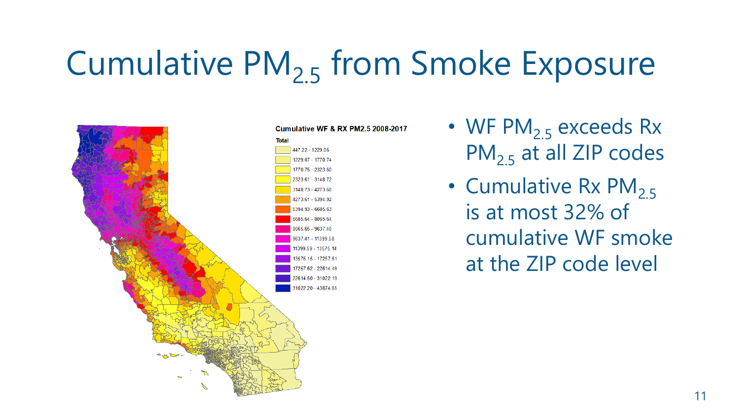# Cumulative $PM_{2.5}$ from Smoke Exposure

Cumulative WF & RX PM2.5 2008-2017

Total

447.22 - 1229.06

1229.07 - 1770.74

1770.75 - 2323.60

2323.61 - 3148.72

3148.73 - 4273.60

4273.61 - 5394.92

5394.93 - 6685.63

6685.64 - 8065.64

8065.65 - 9637.40

9637.41 - 11399.58

11399.59 - 13575.14

13575.15 - 17257.61

17257.62 - 22614.49

22614.50 - 31022.19

31022.20 - 43874.65

- WF $PM_{2.5}$ exceeds Rx $PM_{2.5}$ at all ZIP codes
- Cumulative Rx $PM_{2.5}$ is at most 32% of cumulative WF smoke at the ZIP code level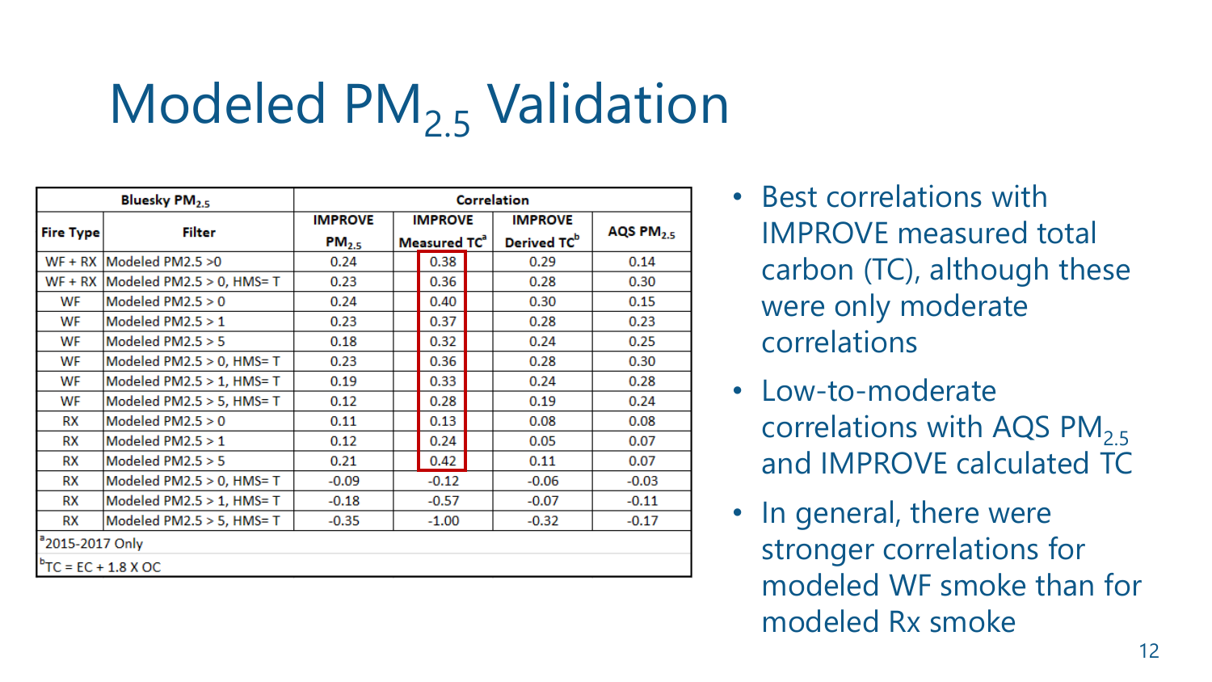# Modeled $PM_{2.5}$ Validation

| Bluesky $PM_{2.5}$ | | Correlation | | | |
|---|---|---|---|---|---|
| Fire Type | Filter | IMPROVE $PM_{2.5}$ | IMPROVE Measured TC[a] | IMPROVE Derived TC[b] | AQS $PM_{2.5}$ |
| WF + RX | Modeled PM2.5 >0 | 0.24 | 0.38 | 0.29 | 0.14 |
| WF + RX | Modeled PM2.5 > 0, HMS= T | 0.23 | 0.36 | 0.28 | 0.30 |
| WF | Modeled PM2.5 > 0 | 0.24 | 0.40 | 0.30 | 0.15 |
| WF | Modeled PM2.5 > 1 | 0.23 | 0.37 | 0.28 | 0.23 |
| WF | Modeled PM2.5 > 5 | 0.18 | 0.32 | 0.24 | 0.25 |
| WF | Modeled PM2.5 > 0, HMS= T | 0.23 | 0.36 | 0.28 | 0.30 |
| WF | Modeled PM2.5 > 1, HMS= T | 0.19 | 0.33 | 0.24 | 0.28 |
| WF | Modeled PM2.5 > 5, HMS= T | 0.12 | 0.28 | 0.19 | 0.24 |
| RX | Modeled PM2.5 > 0 | 0.11 | 0.13 | 0.08 | 0.08 |
| RX | Modeled PM2.5 > 1 | 0.12 | 0.24 | 0.05 | 0.07 |
| RX | Modeled PM2.5 > 5 | 0.21 | 0.42 | 0.11 | 0.07 |
| RX | Modeled PM2.5 > 0, HMS= T | -0.09 | -0.12 | -0.06 | -0.03 |
| RX | Modeled PM2.5 > 1, HMS= T | -0.18 | -0.57 | -0.07 | -0.11 |
| RX | Modeled PM2.5 > 5, HMS= T | -0.35 | -1.00 | -0.32 | -0.17 |

[a] 2015-2017 Only

[b] TC = EC + 1.8 X OC

- Best correlations with IMPROVE measured total carbon (TC), although these were only moderate correlations
- Low-to-moderate correlations with AQS $PM_{2.5}$ and IMPROVE calculated TC
- In general, there were stronger correlations for modeled WF smoke than for modeled Rx smoke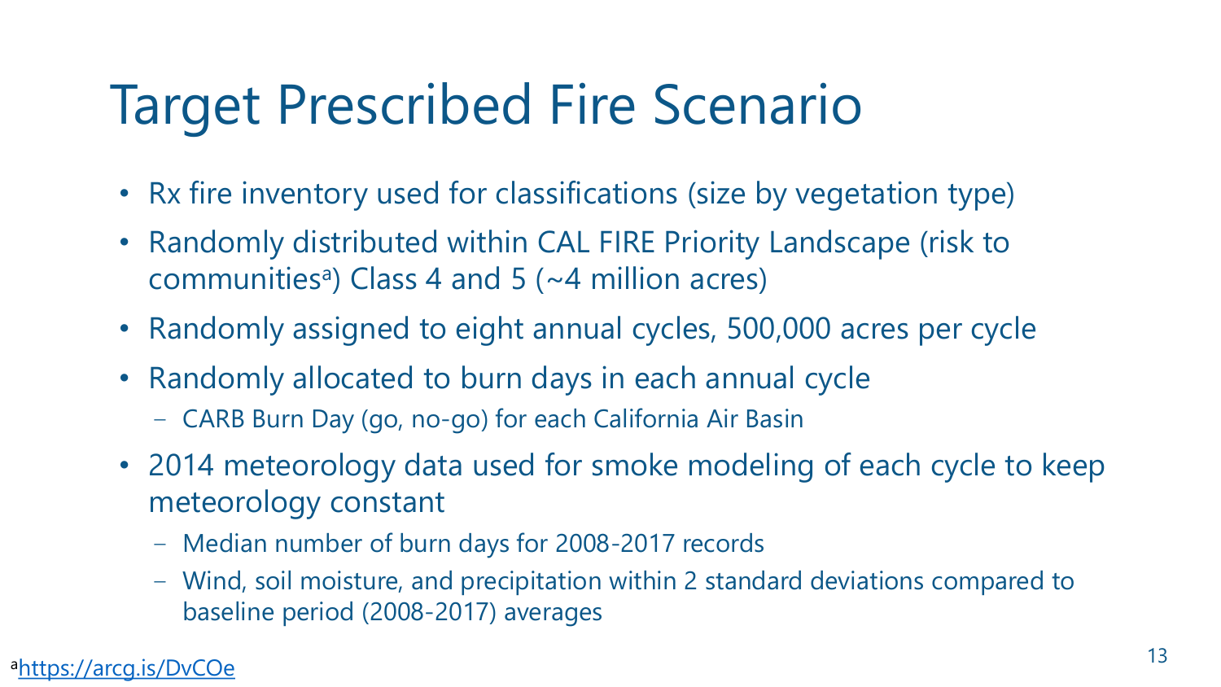# Target Prescribed Fire Scenario

- Rx fire inventory used for classifications (size by vegetation type)
- Randomly distributed within CAL FIRE Priority Landscape (risk to communities[a]) Class 4 and 5 (~4 million acres)
- Randomly assigned to eight annual cycles, 500,000 acres per cycle
- Randomly allocated to burn days in each annual cycle
  - CARB Burn Day (go, no-go) for each California Air Basin
- 2014 meteorology data used for smoke modeling of each cycle to keep meteorology constant
  - Median number of burn days for 2008-2017 records
  - Wind, soil moisture, and precipitation within 2 standard deviations compared to baseline period (2008-2017) averages

[a] https://arcg.is/DvCOe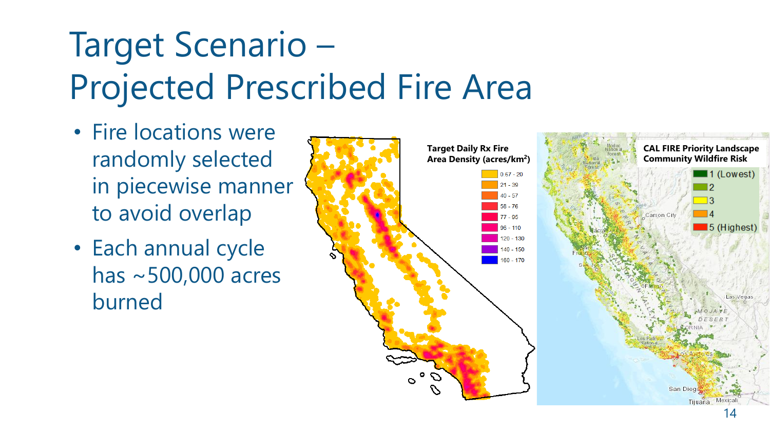# Target Scenario – Projected Prescribed Fire Area

- Fire locations were randomly selected in piecewise manner to avoid overlap
- Each annual cycle has ~500,000 acres burned

Target Daily Rx Fire Area Density (acres/km$^2$)

0.67 - 20
21 - 39
40 - 57
58 - 76
77 - 95
96 - 110
120 - 130
140 - 150
160 - 170

CAL FIRE Priority Landscape Community Wildfire Risk

1 (Lowest)
2
3
4
5 (Highest)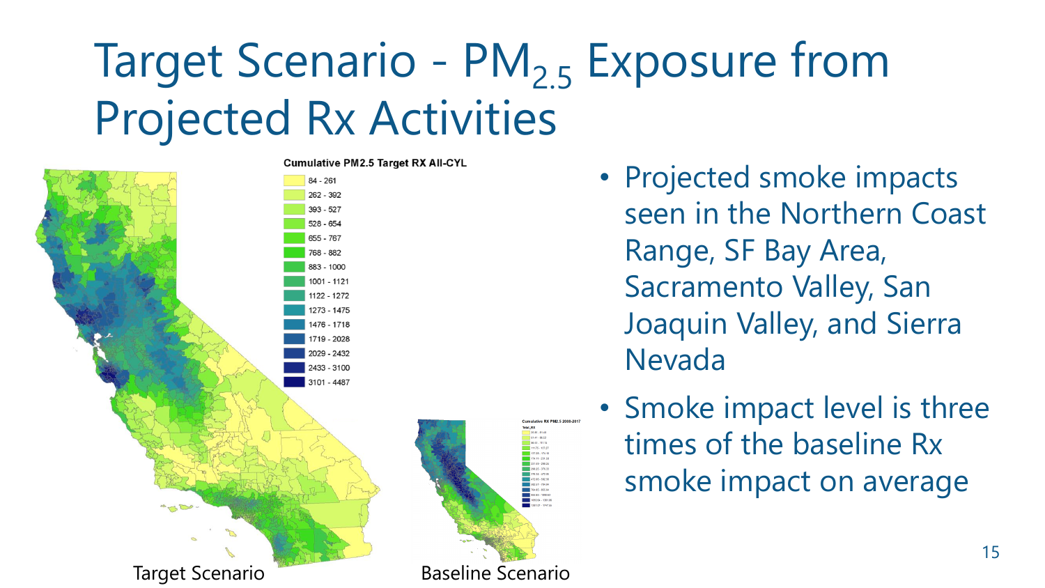# Target Scenario - $PM_{2.5}$ Exposure from Projected Rx Activities

**Cumulative PM2.5 Target RX All-CYL**

- 84 - 261
- 262 - 392
- 393 - 527
- 528 - 654
- 655 - 767
- 768 - 882
- 883 - 1000
- 1001 - 1121
- 1122 - 1272
- 1273 - 1475
- 1476 - 1718
- 1719 - 2028
- 2029 - 2432
- 2433 - 3100
- 3101 - 4487

Target Scenario

Baseline Scenario

- Projected smoke impacts seen in the Northern Coast Range, SF Bay Area, Sacramento Valley, San Joaquin Valley, and Sierra Nevada
- Smoke impact level is three times of the baseline Rx smoke impact on average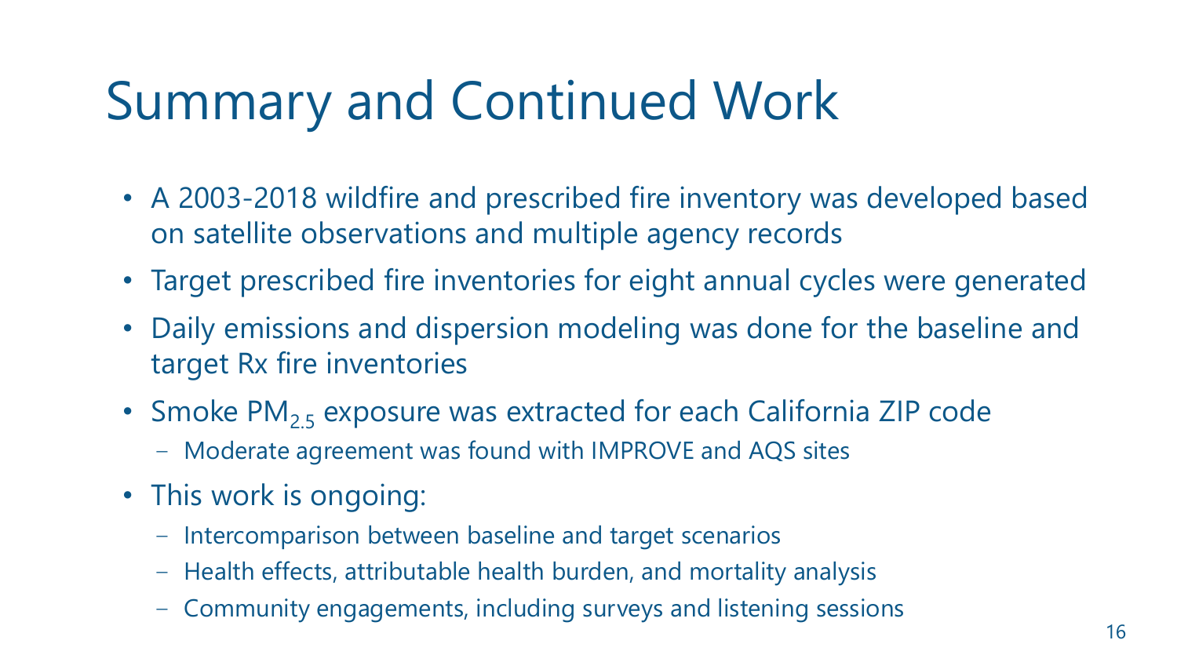# Summary and Continued Work

- A 2003-2018 wildfire and prescribed fire inventory was developed based on satellite observations and multiple agency records
- Target prescribed fire inventories for eight annual cycles were generated
- Daily emissions and dispersion modeling was done for the baseline and target Rx fire inventories
- Smoke $PM_{2.5}$ exposure was extracted for each California ZIP code
  - Moderate agreement was found with IMPROVE and AQS sites
- This work is ongoing:
  - Intercomparison between baseline and target scenarios
  - Health effects, attributable health burden, and mortality analysis
  - Community engagements, including surveys and listening sessions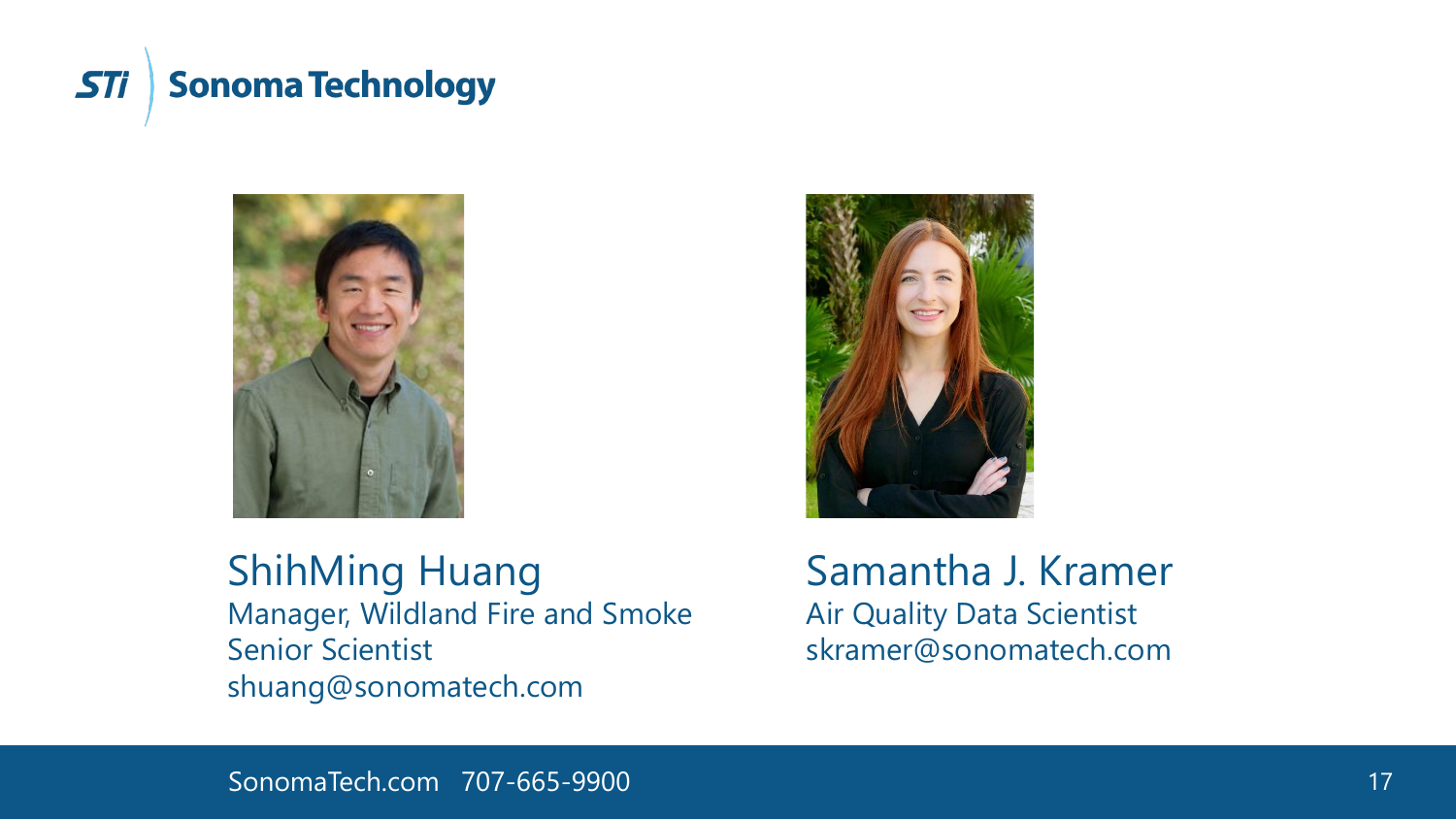**ShihMing Huang**
Manager, Wildland Fire and Smoke
Senior Scientist
shuang@sonomatech.com

**Samantha J. Kramer**
Air Quality Data Scientist
skramer@sonomatech.com

SonomaTech.com 707-665-9900